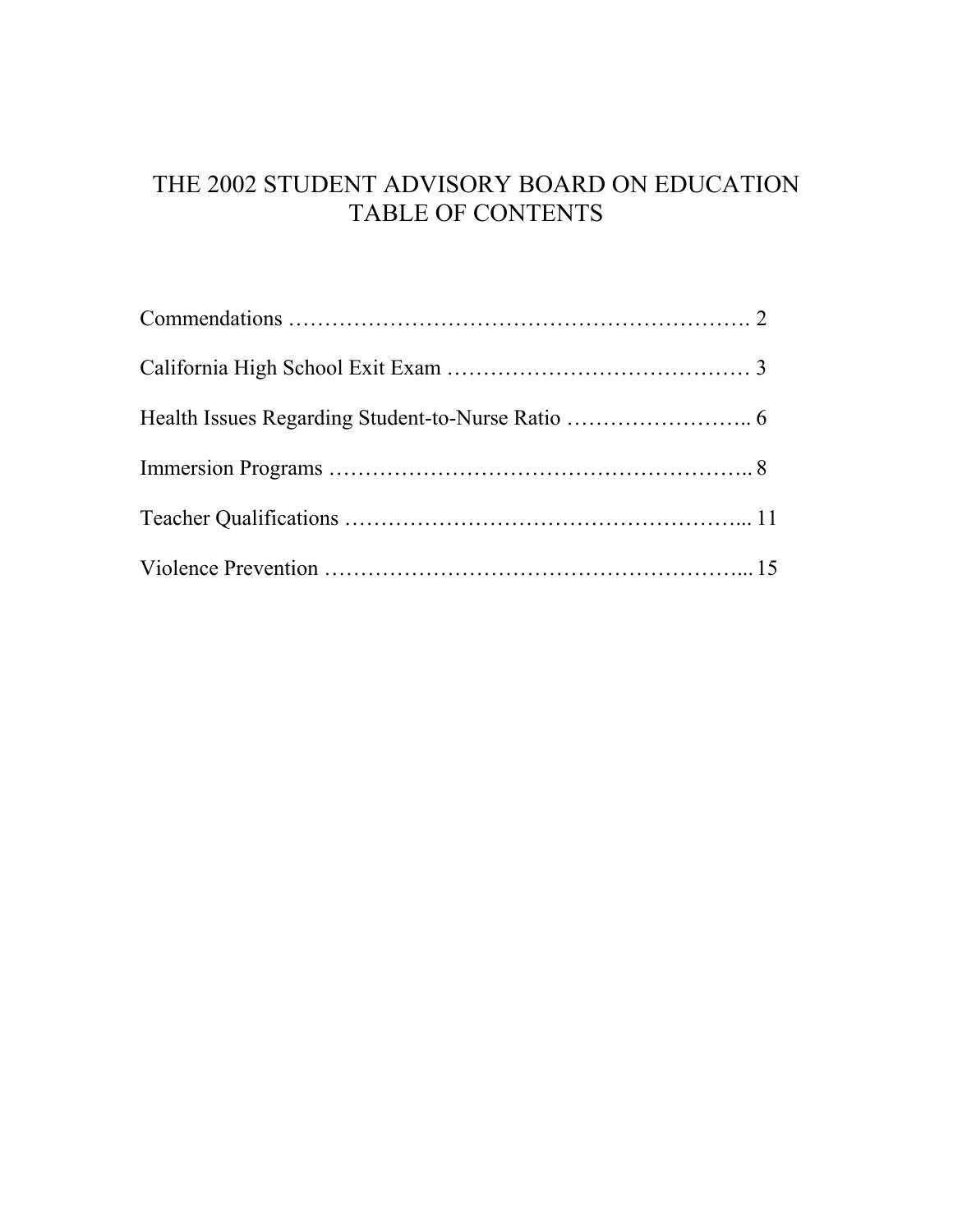# THE 2002 STUDENT ADVISORY BOARD ON EDUCATION
# TABLE OF CONTENTS

Commendations ………………………………………………………. 2

California High School Exit Exam …………………………………… 3

Health Issues Regarding Student-to-Nurse Ratio …………………….. 6

Immersion Programs ……………………………………………….. 8

Teacher Qualifications ……………………………………………... 11

Violence Prevention ………………………………………………... 15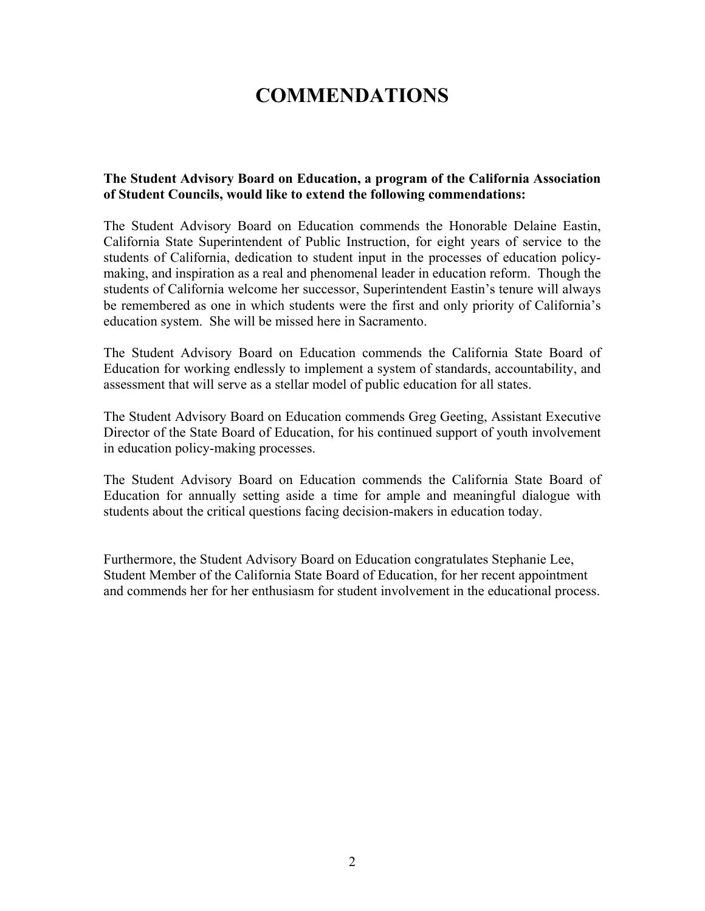# COMMENDATIONS

**The Student Advisory Board on Education, a program of the California Association of Student Councils, would like to extend the following commendations:**

The Student Advisory Board on Education commends the Honorable Delaine Eastin, California State Superintendent of Public Instruction, for eight years of service to the students of California, dedication to student input in the processes of education policy-making, and inspiration as a real and phenomenal leader in education reform. Though the students of California welcome her successor, Superintendent Eastin's tenure will always be remembered as one in which students were the first and only priority of California's education system. She will be missed here in Sacramento.

The Student Advisory Board on Education commends the California State Board of Education for working endlessly to implement a system of standards, accountability, and assessment that will serve as a stellar model of public education for all states.

The Student Advisory Board on Education commends Greg Geeting, Assistant Executive Director of the State Board of Education, for his continued support of youth involvement in education policy-making processes.

The Student Advisory Board on Education commends the California State Board of Education for annually setting aside a time for ample and meaningful dialogue with students about the critical questions facing decision-makers in education today.

Furthermore, the Student Advisory Board on Education congratulates Stephanie Lee, Student Member of the California State Board of Education, for her recent appointment and commends her for her enthusiasm for student involvement in the educational process.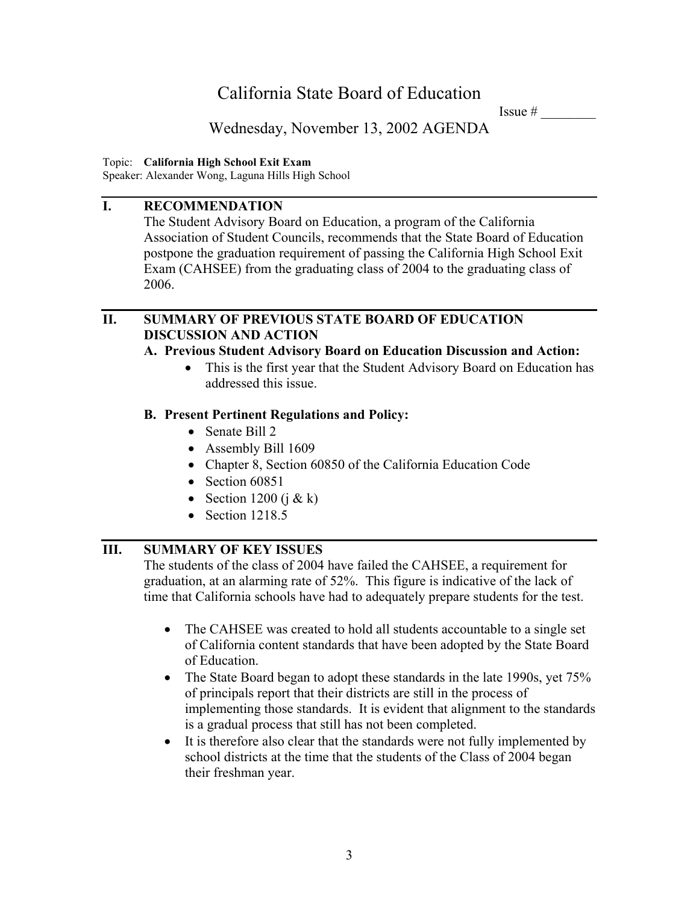# California State Board of Education

Issue # ________

## Wednesday, November 13, 2002 AGENDA

Topic: **California High School Exit Exam**
Speaker: Alexander Wong, Laguna Hills High School

---

## I. RECOMMENDATION

The Student Advisory Board on Education, a program of the California Association of Student Councils, recommends that the State Board of Education postpone the graduation requirement of passing the California High School Exit Exam (CAHSEE) from the graduating class of 2004 to the graduating class of 2006.

---

## II. SUMMARY OF PREVIOUS STATE BOARD OF EDUCATION DISCUSSION AND ACTION

### A. Previous Student Advisory Board on Education Discussion and Action:

- This is the first year that the Student Advisory Board on Education has addressed this issue.

### B. Present Pertinent Regulations and Policy:

- Senate Bill 2
- Assembly Bill 1609
- Chapter 8, Section 60850 of the California Education Code
- Section 60851
- Section 1200 (j & k)
- Section 1218.5

---

## III. SUMMARY OF KEY ISSUES

The students of the class of 2004 have failed the CAHSEE, a requirement for graduation, at an alarming rate of 52%. This figure is indicative of the lack of time that California schools have had to adequately prepare students for the test.

- The CAHSEE was created to hold all students accountable to a single set of California content standards that have been adopted by the State Board of Education.
- The State Board began to adopt these standards in the late 1990s, yet 75% of principals report that their districts are still in the process of implementing those standards. It is evident that alignment to the standards is a gradual process that still has not been completed.
- It is therefore also clear that the standards were not fully implemented by school districts at the time that the students of the Class of 2004 began their freshman year.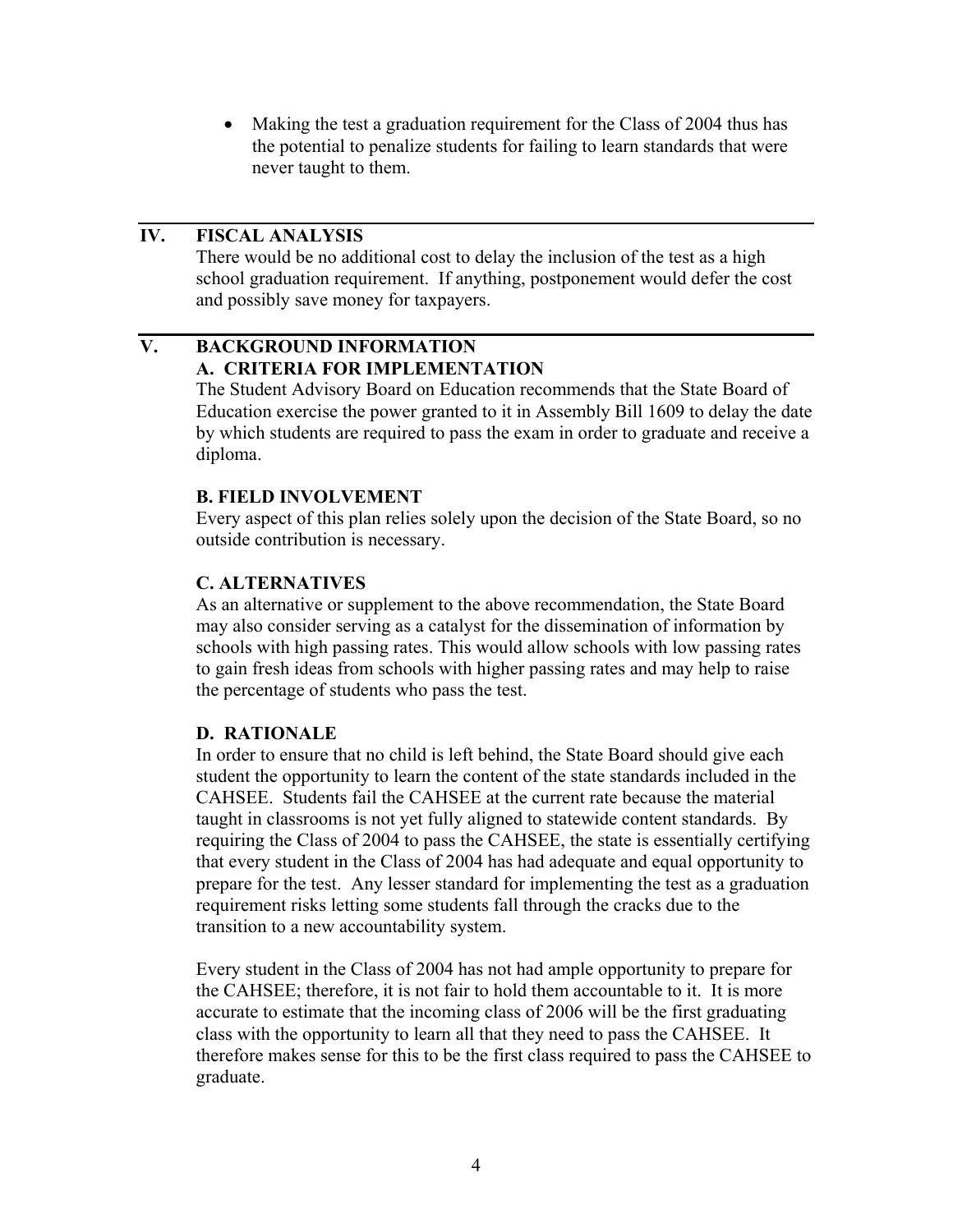- Making the test a graduation requirement for the Class of 2004 thus has the potential to penalize students for failing to learn standards that were never taught to them.

## IV. FISCAL ANALYSIS

There would be no additional cost to delay the inclusion of the test as a high school graduation requirement. If anything, postponement would defer the cost and possibly save money for taxpayers.

## V. BACKGROUND INFORMATION

### A. CRITERIA FOR IMPLEMENTATION

The Student Advisory Board on Education recommends that the State Board of Education exercise the power granted to it in Assembly Bill 1609 to delay the date by which students are required to pass the exam in order to graduate and receive a diploma.

### B. FIELD INVOLVEMENT

Every aspect of this plan relies solely upon the decision of the State Board, so no outside contribution is necessary.

### C. ALTERNATIVES

As an alternative or supplement to the above recommendation, the State Board may also consider serving as a catalyst for the dissemination of information by schools with high passing rates. This would allow schools with low passing rates to gain fresh ideas from schools with higher passing rates and may help to raise the percentage of students who pass the test.

### D. RATIONALE

In order to ensure that no child is left behind, the State Board should give each student the opportunity to learn the content of the state standards included in the CAHSEE. Students fail the CAHSEE at the current rate because the material taught in classrooms is not yet fully aligned to statewide content standards. By requiring the Class of 2004 to pass the CAHSEE, the state is essentially certifying that every student in the Class of 2004 has had adequate and equal opportunity to prepare for the test. Any lesser standard for implementing the test as a graduation requirement risks letting some students fall through the cracks due to the transition to a new accountability system.

Every student in the Class of 2004 has not had ample opportunity to prepare for the CAHSEE; therefore, it is not fair to hold them accountable to it. It is more accurate to estimate that the incoming class of 2006 will be the first graduating class with the opportunity to learn all that they need to pass the CAHSEE. It therefore makes sense for this to be the first class required to pass the CAHSEE to graduate.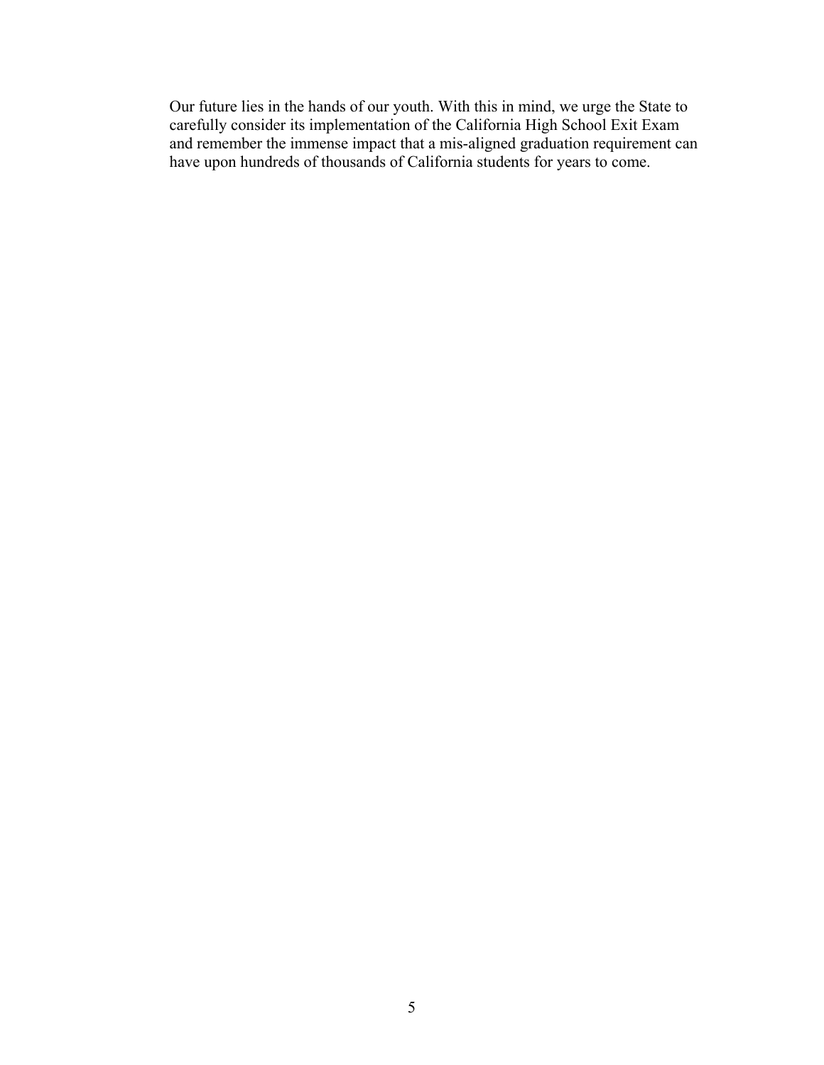Our future lies in the hands of our youth. With this in mind, we urge the State to carefully consider its implementation of the California High School Exit Exam and remember the immense impact that a mis-aligned graduation requirement can have upon hundreds of thousands of California students for years to come.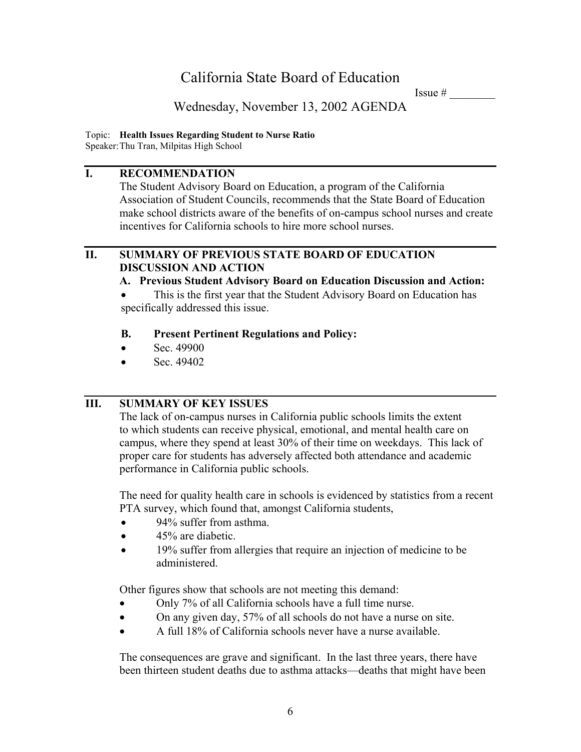# California State Board of Education

Issue # ________

## Wednesday, November 13, 2002 AGENDA

Topic: **Health Issues Regarding Student to Nurse Ratio**
Speaker: Thu Tran, Milpitas High School

## I. RECOMMENDATION

The Student Advisory Board on Education, a program of the California Association of Student Councils, recommends that the State Board of Education make school districts aware of the benefits of on-campus school nurses and create incentives for California schools to hire more school nurses.

## II. SUMMARY OF PREVIOUS STATE BOARD OF EDUCATION DISCUSSION AND ACTION

**A. Previous Student Advisory Board on Education Discussion and Action:**

- This is the first year that the Student Advisory Board on Education has specifically addressed this issue.

**B. Present Pertinent Regulations and Policy:**

- Sec. 49900
- Sec. 49402

## III. SUMMARY OF KEY ISSUES

The lack of on-campus nurses in California public schools limits the extent to which students can receive physical, emotional, and mental health care on campus, where they spend at least 30% of their time on weekdays. This lack of proper care for students has adversely affected both attendance and academic performance in California public schools.

The need for quality health care in schools is evidenced by statistics from a recent PTA survey, which found that, amongst California students,

- 94% suffer from asthma.
- 45% are diabetic.
- 19% suffer from allergies that require an injection of medicine to be administered.

Other figures show that schools are not meeting this demand:

- Only 7% of all California schools have a full time nurse.
- On any given day, 57% of all schools do not have a nurse on site.
- A full 18% of California schools never have a nurse available.

The consequences are grave and significant. In the last three years, there have been thirteen student deaths due to asthma attacks—deaths that might have been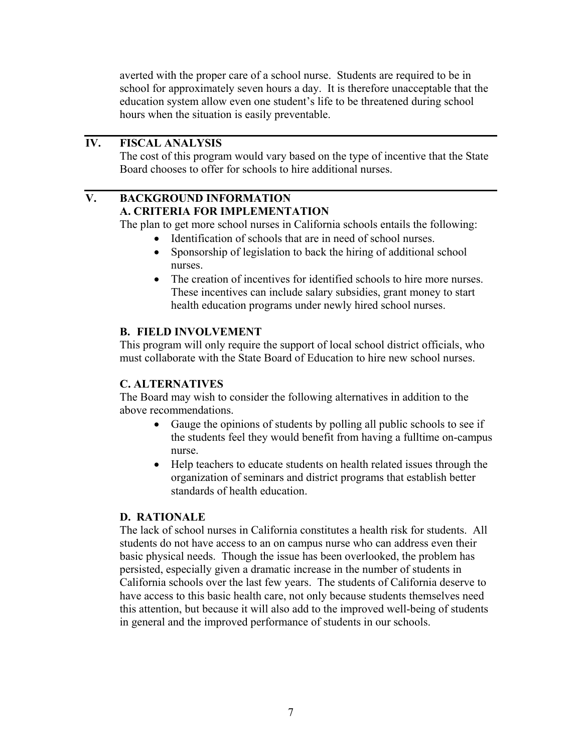averted with the proper care of a school nurse. Students are required to be in school for approximately seven hours a day. It is therefore unacceptable that the education system allow even one student's life to be threatened during school hours when the situation is easily preventable.

## IV. FISCAL ANALYSIS

The cost of this program would vary based on the type of incentive that the State Board chooses to offer for schools to hire additional nurses.

## V. BACKGROUND INFORMATION

### A. CRITERIA FOR IMPLEMENTATION

The plan to get more school nurses in California schools entails the following:

- Identification of schools that are in need of school nurses.
- Sponsorship of legislation to back the hiring of additional school nurses.
- The creation of incentives for identified schools to hire more nurses. These incentives can include salary subsidies, grant money to start health education programs under newly hired school nurses.

### B. FIELD INVOLVEMENT

This program will only require the support of local school district officials, who must collaborate with the State Board of Education to hire new school nurses.

### C. ALTERNATIVES

The Board may wish to consider the following alternatives in addition to the above recommendations.

- Gauge the opinions of students by polling all public schools to see if the students feel they would benefit from having a fulltime on-campus nurse.
- Help teachers to educate students on health related issues through the organization of seminars and district programs that establish better standards of health education.

### D. RATIONALE

The lack of school nurses in California constitutes a health risk for students. All students do not have access to an on campus nurse who can address even their basic physical needs. Though the issue has been overlooked, the problem has persisted, especially given a dramatic increase in the number of students in California schools over the last few years. The students of California deserve to have access to this basic health care, not only because students themselves need this attention, but because it will also add to the improved well-being of students in general and the improved performance of students in our schools.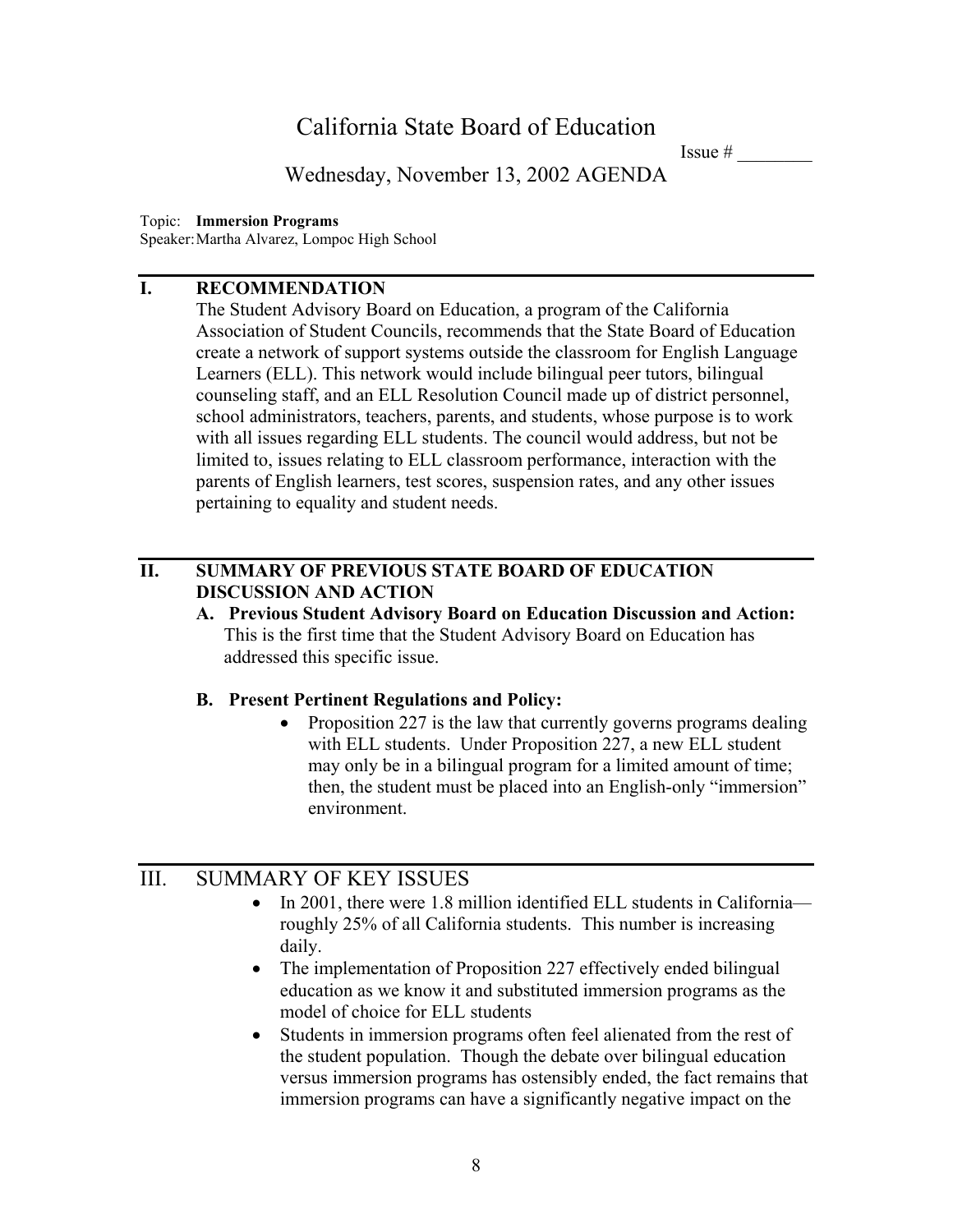# California State Board of Education

Issue # ________

## Wednesday, November 13, 2002 AGENDA

Topic: **Immersion Programs**
Speaker: Martha Alvarez, Lompoc High School

## I. RECOMMENDATION

The Student Advisory Board on Education, a program of the California Association of Student Councils, recommends that the State Board of Education create a network of support systems outside the classroom for English Language Learners (ELL). This network would include bilingual peer tutors, bilingual counseling staff, and an ELL Resolution Council made up of district personnel, school administrators, teachers, parents, and students, whose purpose is to work with all issues regarding ELL students. The council would address, but not be limited to, issues relating to ELL classroom performance, interaction with the parents of English learners, test scores, suspension rates, and any other issues pertaining to equality and student needs.

## II. SUMMARY OF PREVIOUS STATE BOARD OF EDUCATION DISCUSSION AND ACTION

**A. Previous Student Advisory Board on Education Discussion and Action:** This is the first time that the Student Advisory Board on Education has addressed this specific issue.

**B. Present Pertinent Regulations and Policy:**

- Proposition 227 is the law that currently governs programs dealing with ELL students. Under Proposition 227, a new ELL student may only be in a bilingual program for a limited amount of time; then, the student must be placed into an English-only "immersion" environment.

## III. SUMMARY OF KEY ISSUES

- In 2001, there were 1.8 million identified ELL students in California—roughly 25% of all California students. This number is increasing daily.
- The implementation of Proposition 227 effectively ended bilingual education as we know it and substituted immersion programs as the model of choice for ELL students
- Students in immersion programs often feel alienated from the rest of the student population. Though the debate over bilingual education versus immersion programs has ostensibly ended, the fact remains that immersion programs can have a significantly negative impact on the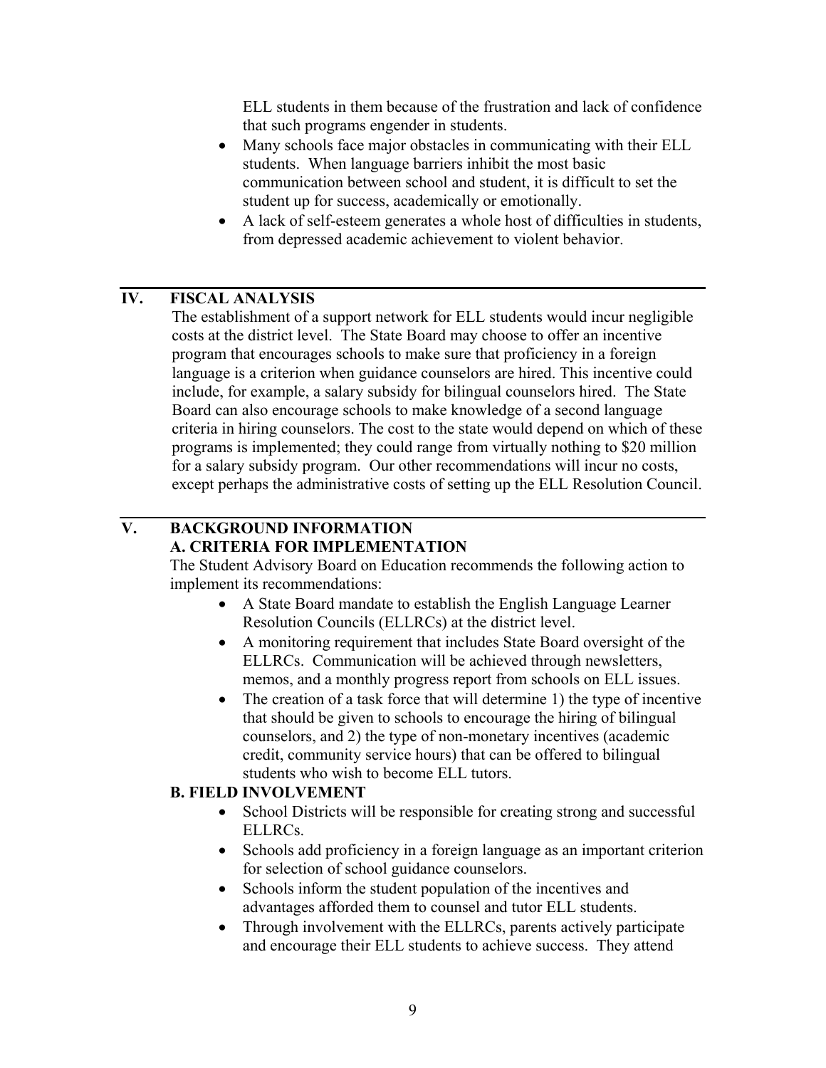ELL students in them because of the frustration and lack of confidence that such programs engender in students.

- Many schools face major obstacles in communicating with their ELL students. When language barriers inhibit the most basic communication between school and student, it is difficult to set the student up for success, academically or emotionally.
- A lack of self-esteem generates a whole host of difficulties in students, from depressed academic achievement to violent behavior.

## IV. FISCAL ANALYSIS

The establishment of a support network for ELL students would incur negligible costs at the district level. The State Board may choose to offer an incentive program that encourages schools to make sure that proficiency in a foreign language is a criterion when guidance counselors are hired. This incentive could include, for example, a salary subsidy for bilingual counselors hired. The State Board can also encourage schools to make knowledge of a second language criteria in hiring counselors. The cost to the state would depend on which of these programs is implemented; they could range from virtually nothing to $20 million for a salary subsidy program. Our other recommendations will incur no costs, except perhaps the administrative costs of setting up the ELL Resolution Council.

## V. BACKGROUND INFORMATION

### A. CRITERIA FOR IMPLEMENTATION

The Student Advisory Board on Education recommends the following action to implement its recommendations:

- A State Board mandate to establish the English Language Learner Resolution Councils (ELLRCs) at the district level.
- A monitoring requirement that includes State Board oversight of the ELLRCs. Communication will be achieved through newsletters, memos, and a monthly progress report from schools on ELL issues.
- The creation of a task force that will determine 1) the type of incentive that should be given to schools to encourage the hiring of bilingual counselors, and 2) the type of non-monetary incentives (academic credit, community service hours) that can be offered to bilingual students who wish to become ELL tutors.

### B. FIELD INVOLVEMENT

- School Districts will be responsible for creating strong and successful ELLRCs.
- Schools add proficiency in a foreign language as an important criterion for selection of school guidance counselors.
- Schools inform the student population of the incentives and advantages afforded them to counsel and tutor ELL students.
- Through involvement with the ELLRCs, parents actively participate and encourage their ELL students to achieve success. They attend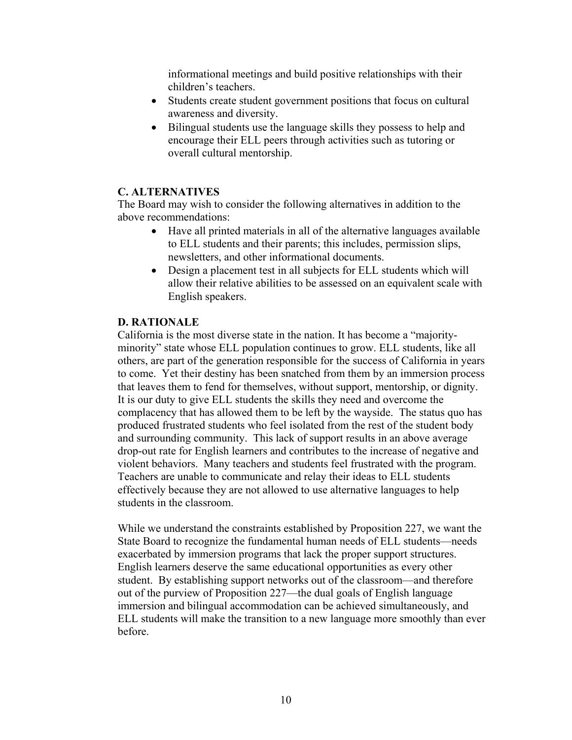informational meetings and build positive relationships with their children's teachers.

- Students create student government positions that focus on cultural awareness and diversity.
- Bilingual students use the language skills they possess to help and encourage their ELL peers through activities such as tutoring or overall cultural mentorship.

## C. ALTERNATIVES

The Board may wish to consider the following alternatives in addition to the above recommendations:

- Have all printed materials in all of the alternative languages available to ELL students and their parents; this includes, permission slips, newsletters, and other informational documents.
- Design a placement test in all subjects for ELL students which will allow their relative abilities to be assessed on an equivalent scale with English speakers.

## D. RATIONALE

California is the most diverse state in the nation. It has become a "majority-minority" state whose ELL population continues to grow. ELL students, like all others, are part of the generation responsible for the success of California in years to come. Yet their destiny has been snatched from them by an immersion process that leaves them to fend for themselves, without support, mentorship, or dignity. It is our duty to give ELL students the skills they need and overcome the complacency that has allowed them to be left by the wayside. The status quo has produced frustrated students who feel isolated from the rest of the student body and surrounding community. This lack of support results in an above average drop-out rate for English learners and contributes to the increase of negative and violent behaviors. Many teachers and students feel frustrated with the program. Teachers are unable to communicate and relay their ideas to ELL students effectively because they are not allowed to use alternative languages to help students in the classroom.

While we understand the constraints established by Proposition 227, we want the State Board to recognize the fundamental human needs of ELL students—needs exacerbated by immersion programs that lack the proper support structures. English learners deserve the same educational opportunities as every other student. By establishing support networks out of the classroom—and therefore out of the purview of Proposition 227—the dual goals of English language immersion and bilingual accommodation can be achieved simultaneously, and ELL students will make the transition to a new language more smoothly than ever before.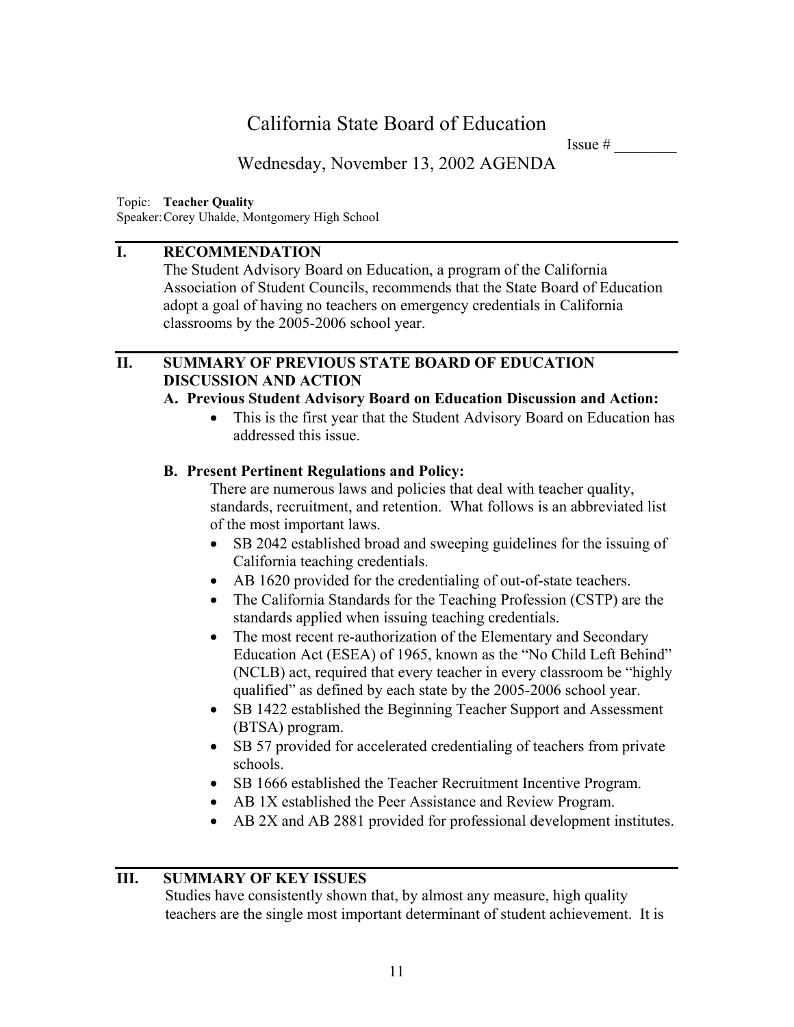# California State Board of Education

Issue # ________

## Wednesday, November 13, 2002 AGENDA

Topic: **Teacher Quality**
Speaker: Corey Uhalde, Montgomery High School

## I. RECOMMENDATION

The Student Advisory Board on Education, a program of the California Association of Student Councils, recommends that the State Board of Education adopt a goal of having no teachers on emergency credentials in California classrooms by the 2005-2006 school year.

## II. SUMMARY OF PREVIOUS STATE BOARD OF EDUCATION DISCUSSION AND ACTION

### A. Previous Student Advisory Board on Education Discussion and Action:

- This is the first year that the Student Advisory Board on Education has addressed this issue.

### B. Present Pertinent Regulations and Policy:

There are numerous laws and policies that deal with teacher quality, standards, recruitment, and retention. What follows is an abbreviated list of the most important laws.

- SB 2042 established broad and sweeping guidelines for the issuing of California teaching credentials.
- AB 1620 provided for the credentialing of out-of-state teachers.
- The California Standards for the Teaching Profession (CSTP) are the standards applied when issuing teaching credentials.
- The most recent re-authorization of the Elementary and Secondary Education Act (ESEA) of 1965, known as the "No Child Left Behind" (NCLB) act, required that every teacher in every classroom be "highly qualified" as defined by each state by the 2005-2006 school year.
- SB 1422 established the Beginning Teacher Support and Assessment (BTSA) program.
- SB 57 provided for accelerated credentialing of teachers from private schools.
- SB 1666 established the Teacher Recruitment Incentive Program.
- AB 1X established the Peer Assistance and Review Program.
- AB 2X and AB 2881 provided for professional development institutes.

## III. SUMMARY OF KEY ISSUES

Studies have consistently shown that, by almost any measure, high quality teachers are the single most important determinant of student achievement. It is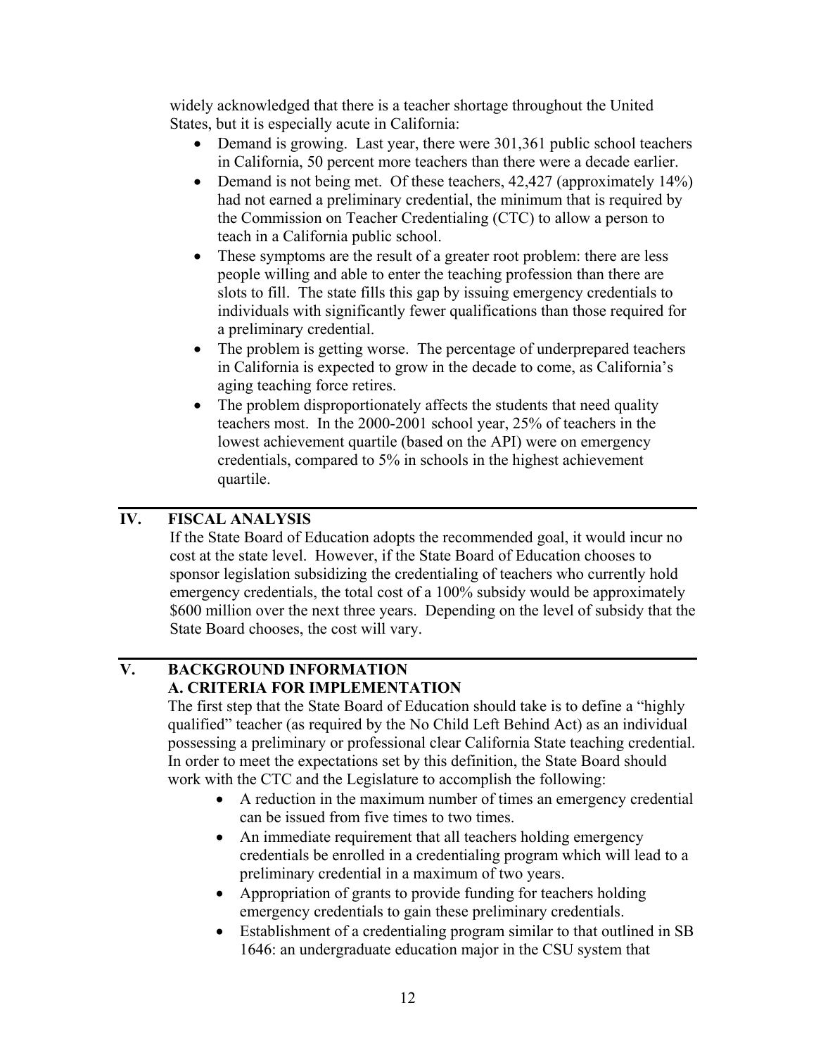widely acknowledged that there is a teacher shortage throughout the United States, but it is especially acute in California:

- Demand is growing. Last year, there were 301,361 public school teachers in California, 50 percent more teachers than there were a decade earlier.
- Demand is not being met. Of these teachers, 42,427 (approximately 14%) had not earned a preliminary credential, the minimum that is required by the Commission on Teacher Credentialing (CTC) to allow a person to teach in a California public school.
- These symptoms are the result of a greater root problem: there are less people willing and able to enter the teaching profession than there are slots to fill. The state fills this gap by issuing emergency credentials to individuals with significantly fewer qualifications than those required for a preliminary credential.
- The problem is getting worse. The percentage of underprepared teachers in California is expected to grow in the decade to come, as California's aging teaching force retires.
- The problem disproportionately affects the students that need quality teachers most. In the 2000-2001 school year, 25% of teachers in the lowest achievement quartile (based on the API) were on emergency credentials, compared to 5% in schools in the highest achievement quartile.

## IV. FISCAL ANALYSIS

If the State Board of Education adopts the recommended goal, it would incur no cost at the state level. However, if the State Board of Education chooses to sponsor legislation subsidizing the credentialing of teachers who currently hold emergency credentials, the total cost of a 100% subsidy would be approximately $600 million over the next three years. Depending on the level of subsidy that the State Board chooses, the cost will vary.

## V. BACKGROUND INFORMATION

### A. CRITERIA FOR IMPLEMENTATION

The first step that the State Board of Education should take is to define a "highly qualified" teacher (as required by the No Child Left Behind Act) as an individual possessing a preliminary or professional clear California State teaching credential. In order to meet the expectations set by this definition, the State Board should work with the CTC and the Legislature to accomplish the following:

- A reduction in the maximum number of times an emergency credential can be issued from five times to two times.
- An immediate requirement that all teachers holding emergency credentials be enrolled in a credentialing program which will lead to a preliminary credential in a maximum of two years.
- Appropriation of grants to provide funding for teachers holding emergency credentials to gain these preliminary credentials.
- Establishment of a credentialing program similar to that outlined in SB 1646: an undergraduate education major in the CSU system that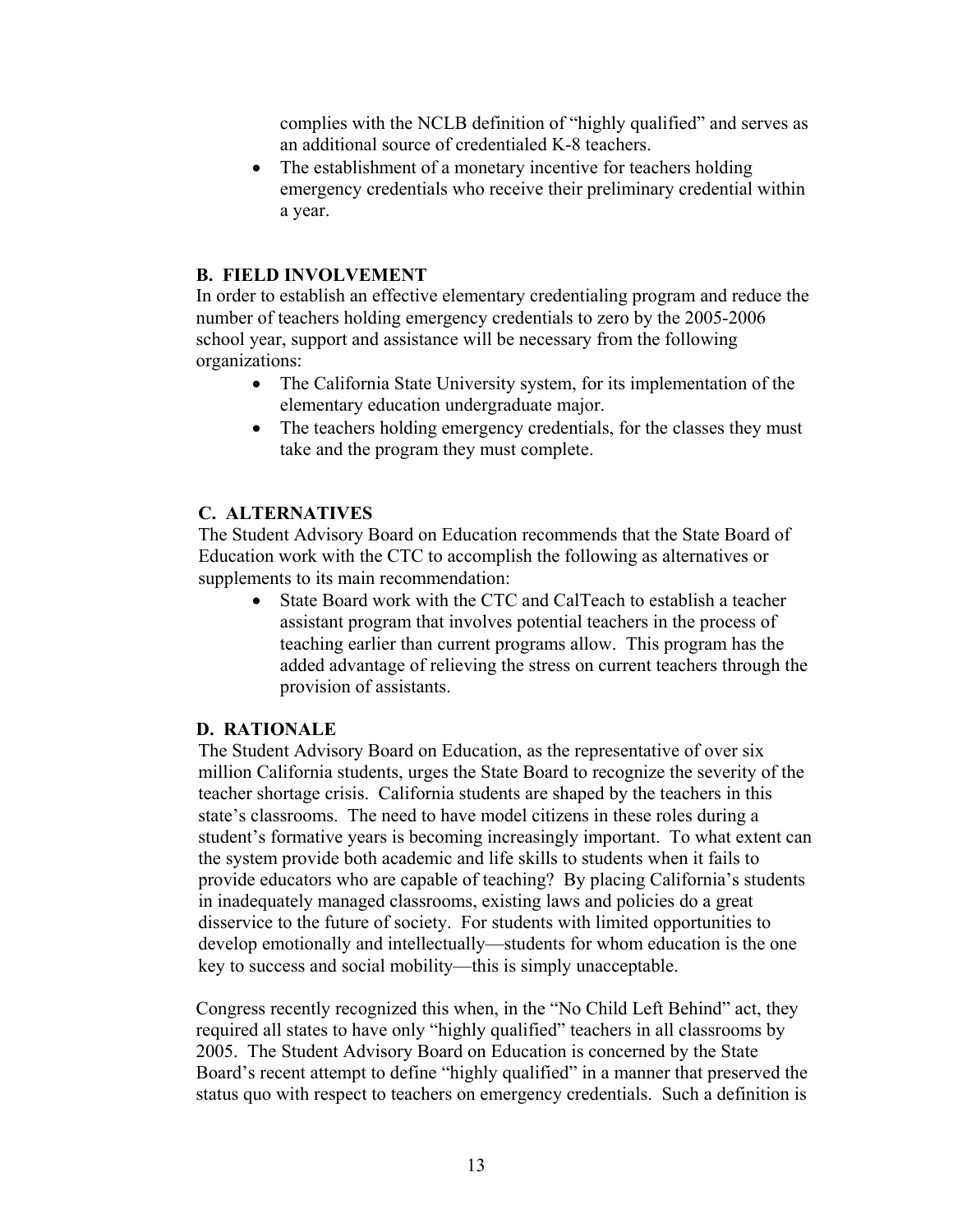complies with the NCLB definition of "highly qualified" and serves as an additional source of credentialed K-8 teachers.

- The establishment of a monetary incentive for teachers holding emergency credentials who receive their preliminary credential within a year.

### B. FIELD INVOLVEMENT

In order to establish an effective elementary credentialing program and reduce the number of teachers holding emergency credentials to zero by the 2005-2006 school year, support and assistance will be necessary from the following organizations:

- The California State University system, for its implementation of the elementary education undergraduate major.
- The teachers holding emergency credentials, for the classes they must take and the program they must complete.

### C. ALTERNATIVES

The Student Advisory Board on Education recommends that the State Board of Education work with the CTC to accomplish the following as alternatives or supplements to its main recommendation:

- State Board work with the CTC and CalTeach to establish a teacher assistant program that involves potential teachers in the process of teaching earlier than current programs allow. This program has the added advantage of relieving the stress on current teachers through the provision of assistants.

### D. RATIONALE

The Student Advisory Board on Education, as the representative of over six million California students, urges the State Board to recognize the severity of the teacher shortage crisis. California students are shaped by the teachers in this state's classrooms. The need to have model citizens in these roles during a student's formative years is becoming increasingly important. To what extent can the system provide both academic and life skills to students when it fails to provide educators who are capable of teaching? By placing California's students in inadequately managed classrooms, existing laws and policies do a great disservice to the future of society. For students with limited opportunities to develop emotionally and intellectually—students for whom education is the one key to success and social mobility—this is simply unacceptable.

Congress recently recognized this when, in the "No Child Left Behind" act, they required all states to have only "highly qualified" teachers in all classrooms by 2005. The Student Advisory Board on Education is concerned by the State Board's recent attempt to define "highly qualified" in a manner that preserved the status quo with respect to teachers on emergency credentials. Such a definition is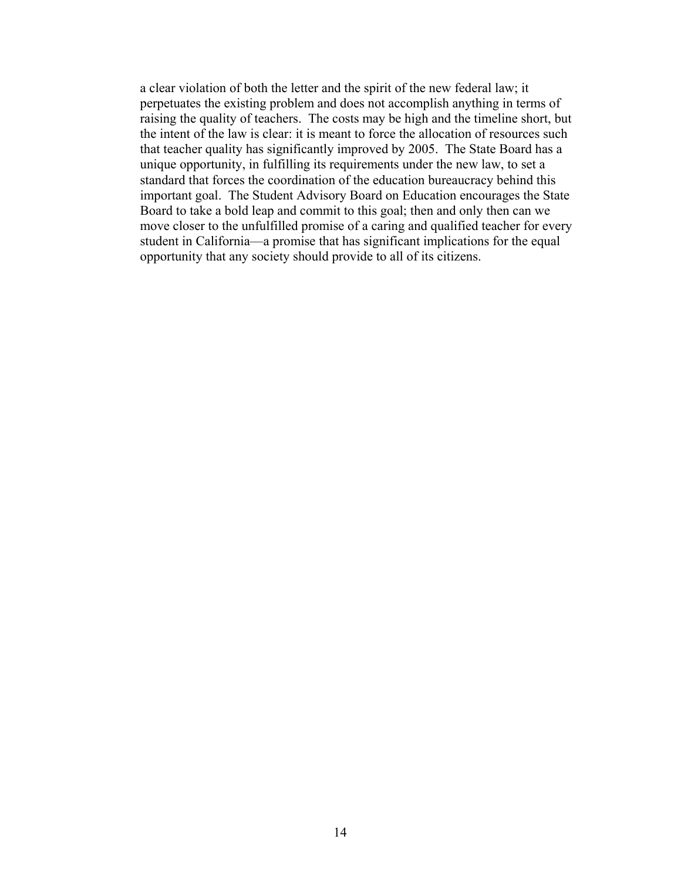a clear violation of both the letter and the spirit of the new federal law; it perpetuates the existing problem and does not accomplish anything in terms of raising the quality of teachers. The costs may be high and the timeline short, but the intent of the law is clear: it is meant to force the allocation of resources such that teacher quality has significantly improved by 2005. The State Board has a unique opportunity, in fulfilling its requirements under the new law, to set a standard that forces the coordination of the education bureaucracy behind this important goal. The Student Advisory Board on Education encourages the State Board to take a bold leap and commit to this goal; then and only then can we move closer to the unfulfilled promise of a caring and qualified teacher for every student in California—a promise that has significant implications for the equal opportunity that any society should provide to all of its citizens.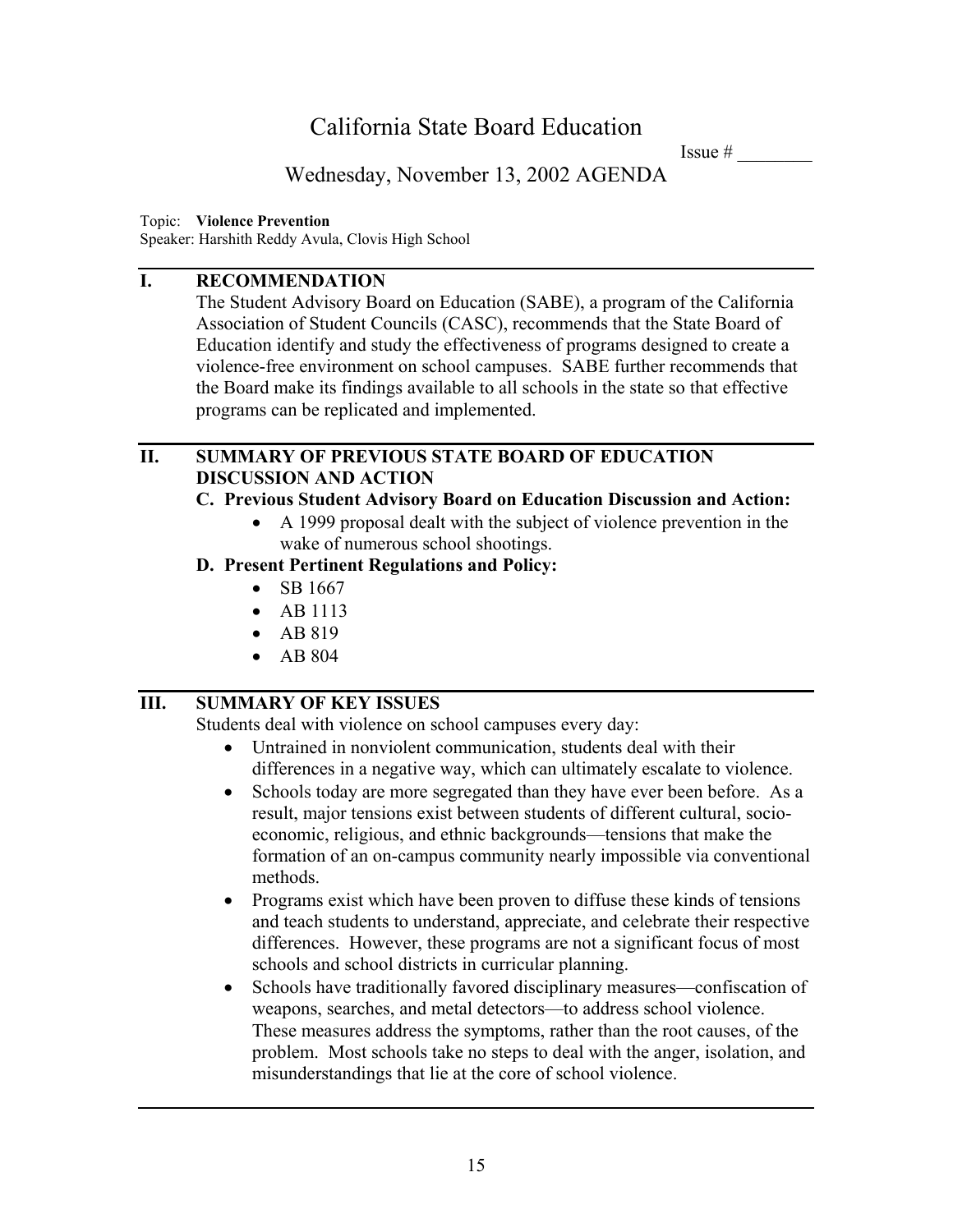# California State Board Education

Issue # ________

## Wednesday, November 13, 2002 AGENDA

Topic: **Violence Prevention**
Speaker: Harshith Reddy Avula, Clovis High School

## I. RECOMMENDATION

The Student Advisory Board on Education (SABE), a program of the California Association of Student Councils (CASC), recommends that the State Board of Education identify and study the effectiveness of programs designed to create a violence-free environment on school campuses. SABE further recommends that the Board make its findings available to all schools in the state so that effective programs can be replicated and implemented.

## II. SUMMARY OF PREVIOUS STATE BOARD OF EDUCATION DISCUSSION AND ACTION

**C. Previous Student Advisory Board on Education Discussion and Action:**

- A 1999 proposal dealt with the subject of violence prevention in the wake of numerous school shootings.

**D. Present Pertinent Regulations and Policy:**

- SB 1667
- AB 1113
- AB 819
- AB 804

## III. SUMMARY OF KEY ISSUES

Students deal with violence on school campuses every day:

- Untrained in nonviolent communication, students deal with their differences in a negative way, which can ultimately escalate to violence.
- Schools today are more segregated than they have ever been before. As a result, major tensions exist between students of different cultural, socio-economic, religious, and ethnic backgrounds—tensions that make the formation of an on-campus community nearly impossible via conventional methods.
- Programs exist which have been proven to diffuse these kinds of tensions and teach students to understand, appreciate, and celebrate their respective differences. However, these programs are not a significant focus of most schools and school districts in curricular planning.
- Schools have traditionally favored disciplinary measures—confiscation of weapons, searches, and metal detectors—to address school violence. These measures address the symptoms, rather than the root causes, of the problem. Most schools take no steps to deal with the anger, isolation, and misunderstandings that lie at the core of school violence.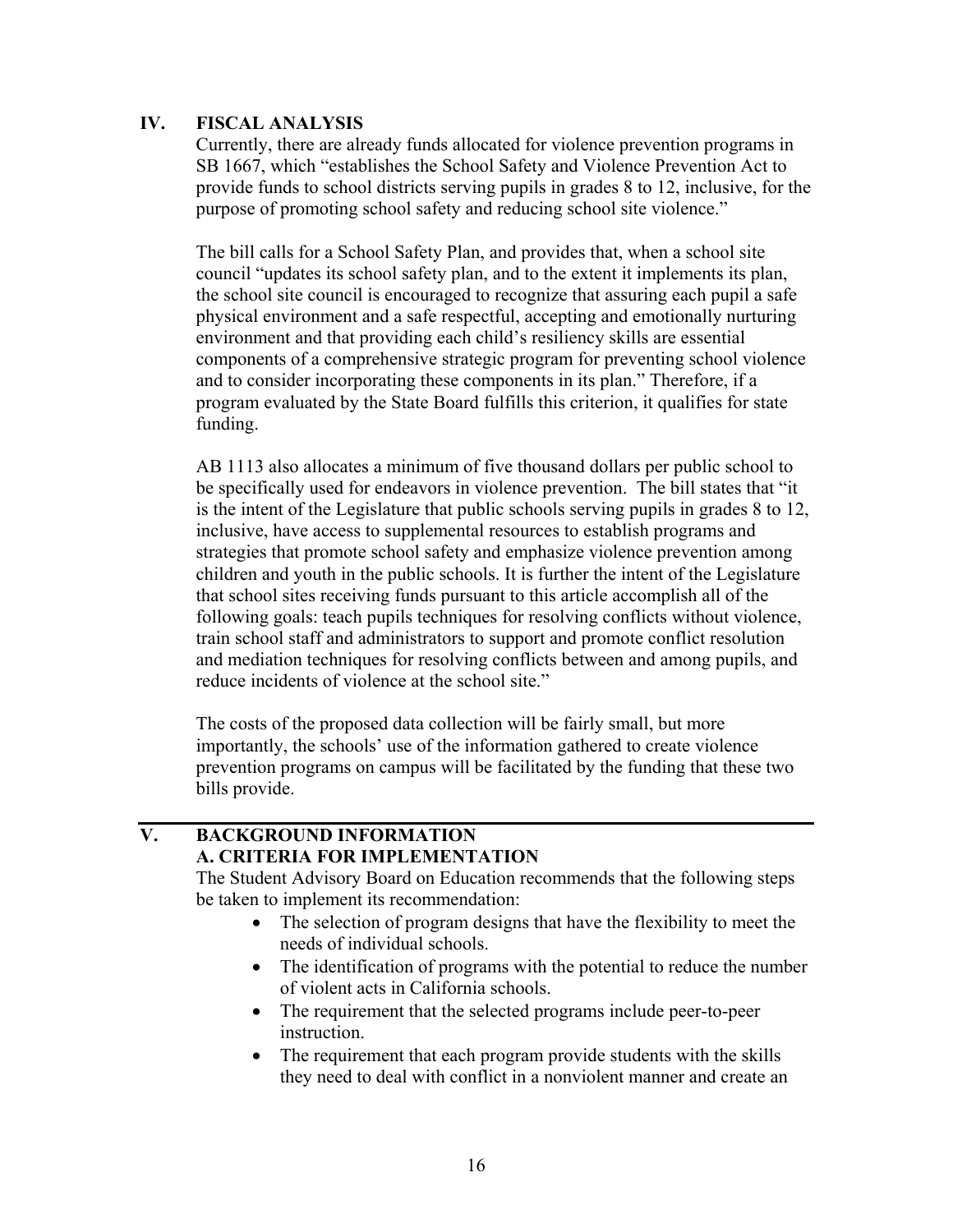## IV. FISCAL ANALYSIS

Currently, there are already funds allocated for violence prevention programs in SB 1667, which "establishes the School Safety and Violence Prevention Act to provide funds to school districts serving pupils in grades 8 to 12, inclusive, for the purpose of promoting school safety and reducing school site violence."

The bill calls for a School Safety Plan, and provides that, when a school site council "updates its school safety plan, and to the extent it implements its plan, the school site council is encouraged to recognize that assuring each pupil a safe physical environment and a safe respectful, accepting and emotionally nurturing environment and that providing each child's resiliency skills are essential components of a comprehensive strategic program for preventing school violence and to consider incorporating these components in its plan." Therefore, if a program evaluated by the State Board fulfills this criterion, it qualifies for state funding.

AB 1113 also allocates a minimum of five thousand dollars per public school to be specifically used for endeavors in violence prevention. The bill states that "it is the intent of the Legislature that public schools serving pupils in grades 8 to 12, inclusive, have access to supplemental resources to establish programs and strategies that promote school safety and emphasize violence prevention among children and youth in the public schools. It is further the intent of the Legislature that school sites receiving funds pursuant to this article accomplish all of the following goals: teach pupils techniques for resolving conflicts without violence, train school staff and administrators to support and promote conflict resolution and mediation techniques for resolving conflicts between and among pupils, and reduce incidents of violence at the school site."

The costs of the proposed data collection will be fairly small, but more importantly, the schools' use of the information gathered to create violence prevention programs on campus will be facilitated by the funding that these two bills provide.

## V. BACKGROUND INFORMATION

### A. CRITERIA FOR IMPLEMENTATION

The Student Advisory Board on Education recommends that the following steps be taken to implement its recommendation:

- The selection of program designs that have the flexibility to meet the needs of individual schools.
- The identification of programs with the potential to reduce the number of violent acts in California schools.
- The requirement that the selected programs include peer-to-peer instruction.
- The requirement that each program provide students with the skills they need to deal with conflict in a nonviolent manner and create an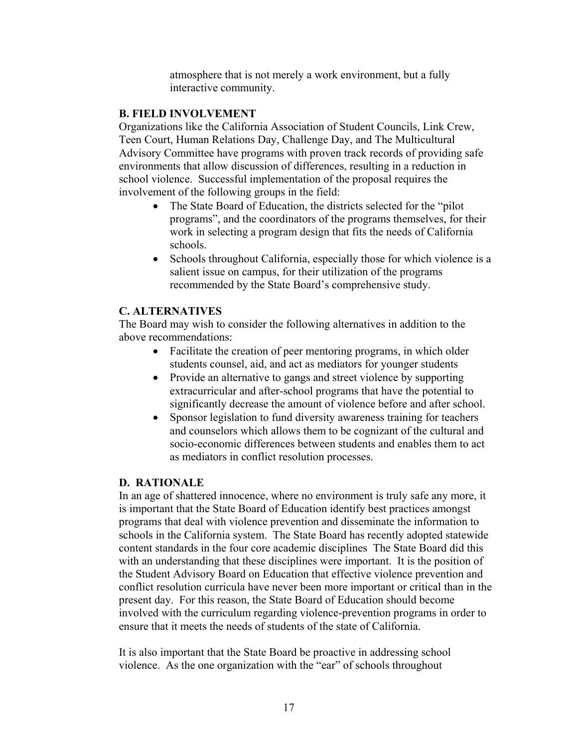atmosphere that is not merely a work environment, but a fully interactive community.

### B. FIELD INVOLVEMENT

Organizations like the California Association of Student Councils, Link Crew, Teen Court, Human Relations Day, Challenge Day, and The Multicultural Advisory Committee have programs with proven track records of providing safe environments that allow discussion of differences, resulting in a reduction in school violence. Successful implementation of the proposal requires the involvement of the following groups in the field:

- The State Board of Education, the districts selected for the "pilot programs", and the coordinators of the programs themselves, for their work in selecting a program design that fits the needs of California schools.
- Schools throughout California, especially those for which violence is a salient issue on campus, for their utilization of the programs recommended by the State Board's comprehensive study.

### C. ALTERNATIVES

The Board may wish to consider the following alternatives in addition to the above recommendations:

- Facilitate the creation of peer mentoring programs, in which older students counsel, aid, and act as mediators for younger students
- Provide an alternative to gangs and street violence by supporting extracurricular and after-school programs that have the potential to significantly decrease the amount of violence before and after school.
- Sponsor legislation to fund diversity awareness training for teachers and counselors which allows them to be cognizant of the cultural and socio-economic differences between students and enables them to act as mediators in conflict resolution processes.

### D. RATIONALE

In an age of shattered innocence, where no environment is truly safe any more, it is important that the State Board of Education identify best practices amongst programs that deal with violence prevention and disseminate the information to schools in the California system. The State Board has recently adopted statewide content standards in the four core academic disciplines The State Board did this with an understanding that these disciplines were important. It is the position of the Student Advisory Board on Education that effective violence prevention and conflict resolution curricula have never been more important or critical than in the present day. For this reason, the State Board of Education should become involved with the curriculum regarding violence-prevention programs in order to ensure that it meets the needs of students of the state of California.

It is also important that the State Board be proactive in addressing school violence. As the one organization with the "ear" of schools throughout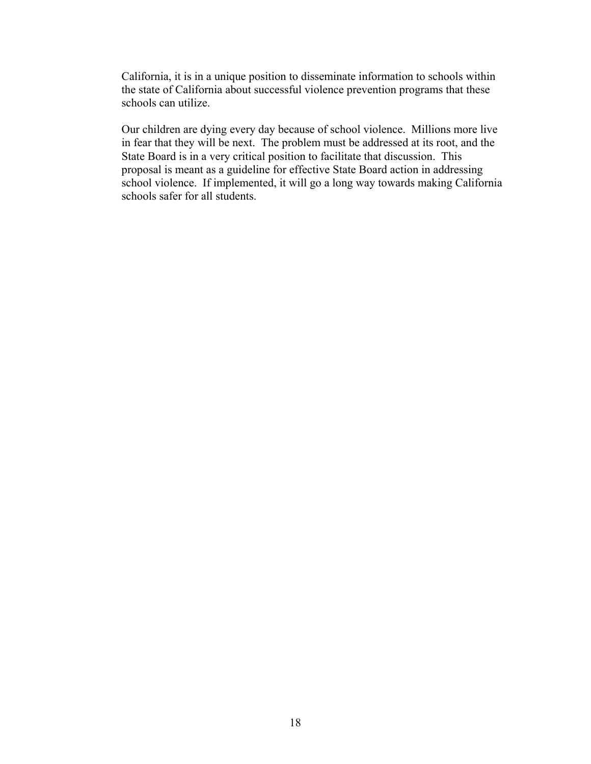California, it is in a unique position to disseminate information to schools within the state of California about successful violence prevention programs that these schools can utilize.

Our children are dying every day because of school violence. Millions more live in fear that they will be next. The problem must be addressed at its root, and the State Board is in a very critical position to facilitate that discussion. This proposal is meant as a guideline for effective State Board action in addressing school violence. If implemented, it will go a long way towards making California schools safer for all students.